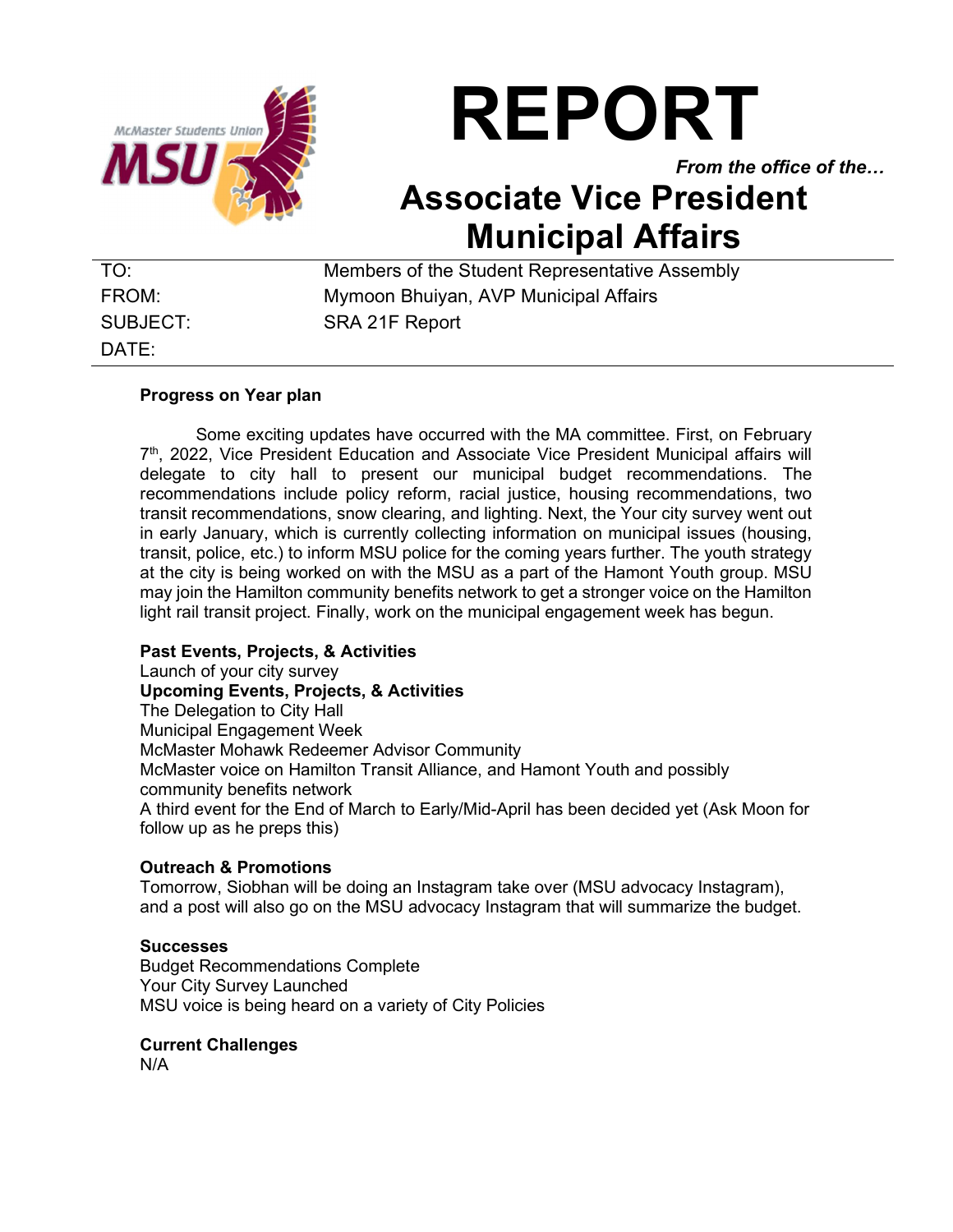# REPORT

***From the office of the…***

# Associate Vice President Municipal Affairs

| | |
|---|---|
| TO: | Members of the Student Representative Assembly |
| FROM: | Mymoon Bhuiyan, AVP Municipal Affairs |
| SUBJECT: | SRA 21F Report |
| DATE: | |

**Progress on Year plan**

Some exciting updates have occurred with the MA committee. First, on February 7th, 2022, Vice President Education and Associate Vice President Municipal affairs will delegate to city hall to present our municipal budget recommendations. The recommendations include policy reform, racial justice, housing recommendations, two transit recommendations, snow clearing, and lighting. Next, the Your city survey went out in early January, which is currently collecting information on municipal issues (housing, transit, police, etc.) to inform MSU police for the coming years further. The youth strategy at the city is being worked on with the MSU as a part of the Hamont Youth group. MSU may join the Hamilton community benefits network to get a stronger voice on the Hamilton light rail transit project. Finally, work on the municipal engagement week has begun.

**Past Events, Projects, & Activities**

Launch of your city survey

**Upcoming Events, Projects, & Activities**

The Delegation to City Hall
Municipal Engagement Week
McMaster Mohawk Redeemer Advisor Community
McMaster voice on Hamilton Transit Alliance, and Hamont Youth and possibly community benefits network
A third event for the End of March to Early/Mid-April has been decided yet (Ask Moon for follow up as he preps this)

**Outreach & Promotions**

Tomorrow, Siobhan will be doing an Instagram take over (MSU advocacy Instagram), and a post will also go on the MSU advocacy Instagram that will summarize the budget.

**Successes**

Budget Recommendations Complete
Your City Survey Launched
MSU voice is being heard on a variety of City Policies

**Current Challenges**

N/A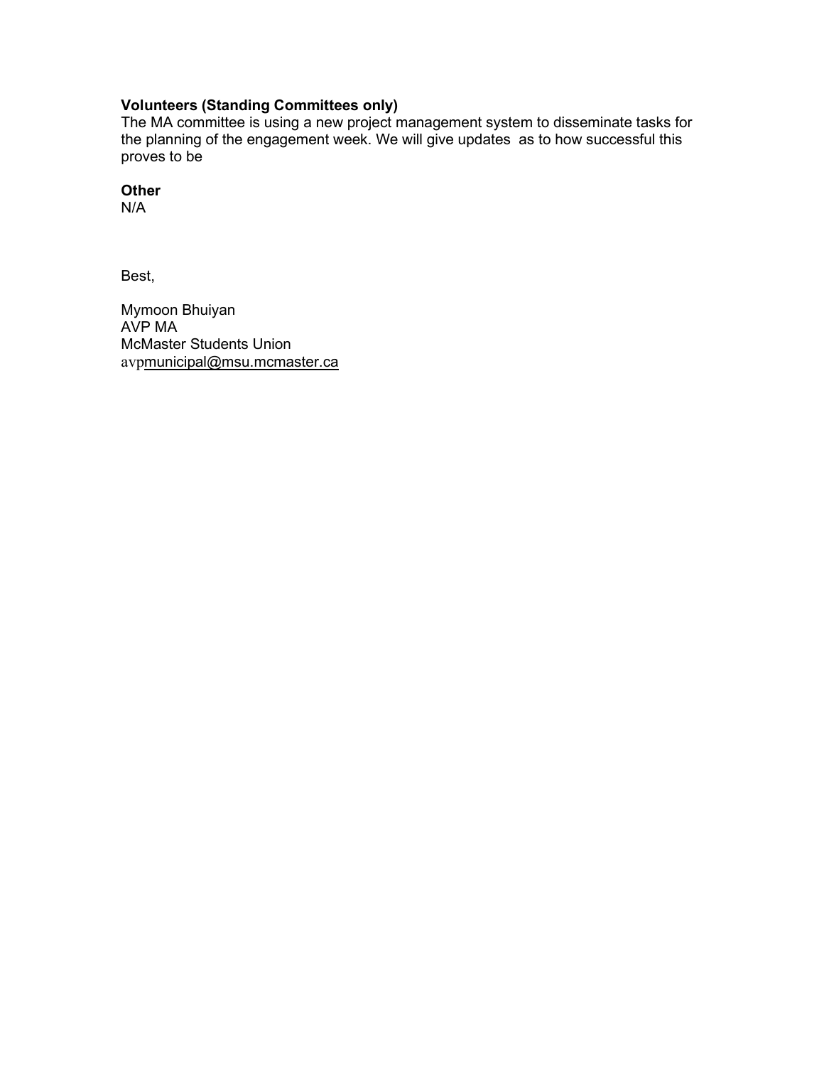**Volunteers (Standing Committees only)**
The MA committee is using a new project management system to disseminate tasks for the planning of the engagement week. We will give updates  as to how successful this proves to be

**Other**
N/A

Best,

Mymoon Bhuiyan
AVP MA
McMaster Students Union
avpmunicipal@msu.mcmaster.ca